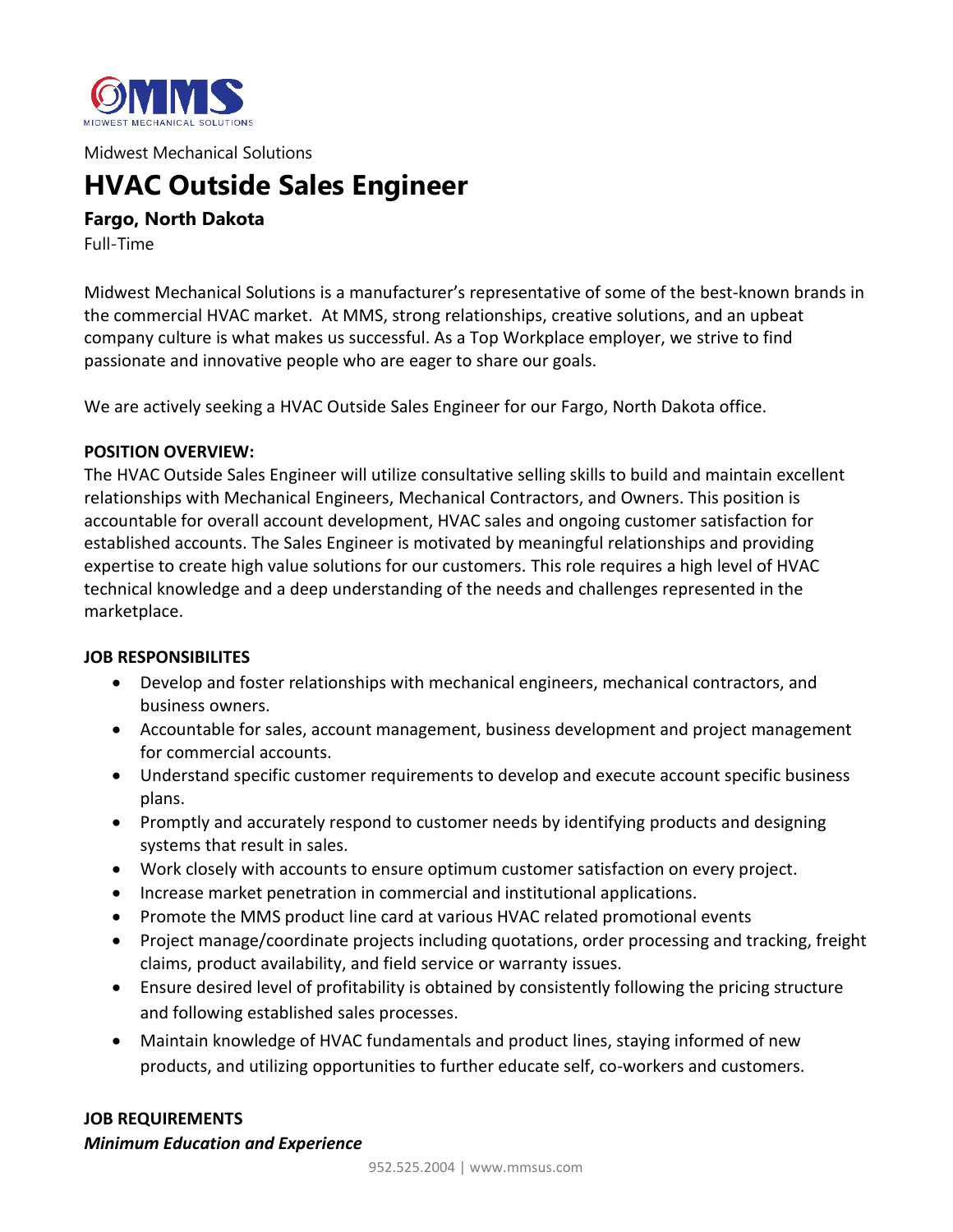Midwest Mechanical Solutions

# HVAC Outside Sales Engineer

### Fargo, North Dakota

Full-Time

Midwest Mechanical Solutions is a manufacturer's representative of some of the best-known brands in the commercial HVAC market. At MMS, strong relationships, creative solutions, and an upbeat company culture is what makes us successful. As a Top Workplace employer, we strive to find passionate and innovative people who are eager to share our goals.

We are actively seeking a HVAC Outside Sales Engineer for our Fargo, North Dakota office.

**POSITION OVERVIEW:**

The HVAC Outside Sales Engineer will utilize consultative selling skills to build and maintain excellent relationships with Mechanical Engineers, Mechanical Contractors, and Owners. This position is accountable for overall account development, HVAC sales and ongoing customer satisfaction for established accounts. The Sales Engineer is motivated by meaningful relationships and providing expertise to create high value solutions for our customers. This role requires a high level of HVAC technical knowledge and a deep understanding of the needs and challenges represented in the marketplace.

**JOB RESPONSIBILITES**

- Develop and foster relationships with mechanical engineers, mechanical contractors, and business owners.
- Accountable for sales, account management, business development and project management for commercial accounts.
- Understand specific customer requirements to develop and execute account specific business plans.
- Promptly and accurately respond to customer needs by identifying products and designing systems that result in sales.
- Work closely with accounts to ensure optimum customer satisfaction on every project.
- Increase market penetration in commercial and institutional applications.
- Promote the MMS product line card at various HVAC related promotional events
- Project manage/coordinate projects including quotations, order processing and tracking, freight claims, product availability, and field service or warranty issues.
- Ensure desired level of profitability is obtained by consistently following the pricing structure and following established sales processes.
- Maintain knowledge of HVAC fundamentals and product lines, staying informed of new products, and utilizing opportunities to further educate self, co-workers and customers.

**JOB REQUIREMENTS**

***Minimum Education and Experience***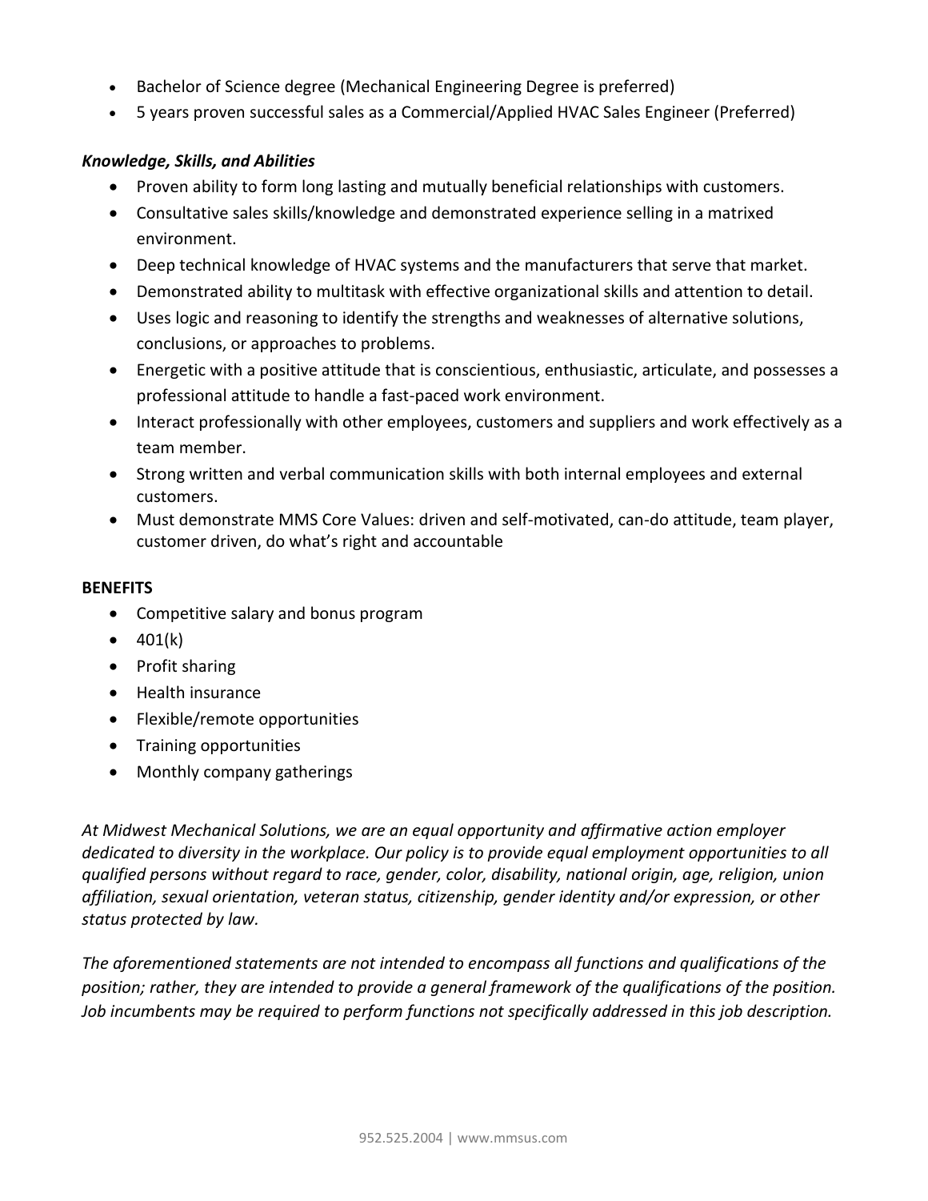- Bachelor of Science degree (Mechanical Engineering Degree is preferred)
- 5 years proven successful sales as a Commercial/Applied HVAC Sales Engineer (Preferred)

***Knowledge, Skills, and Abilities***

- Proven ability to form long lasting and mutually beneficial relationships with customers.
- Consultative sales skills/knowledge and demonstrated experience selling in a matrixed environment.
- Deep technical knowledge of HVAC systems and the manufacturers that serve that market.
- Demonstrated ability to multitask with effective organizational skills and attention to detail.
- Uses logic and reasoning to identify the strengths and weaknesses of alternative solutions, conclusions, or approaches to problems.
- Energetic with a positive attitude that is conscientious, enthusiastic, articulate, and possesses a professional attitude to handle a fast-paced work environment.
- Interact professionally with other employees, customers and suppliers and work effectively as a team member.
- Strong written and verbal communication skills with both internal employees and external customers.
- Must demonstrate MMS Core Values: driven and self-motivated, can-do attitude, team player, customer driven, do what's right and accountable

**BENEFITS**

- Competitive salary and bonus program
- 401(k)
- Profit sharing
- Health insurance
- Flexible/remote opportunities
- Training opportunities
- Monthly company gatherings

*At Midwest Mechanical Solutions, we are an equal opportunity and affirmative action employer dedicated to diversity in the workplace. Our policy is to provide equal employment opportunities to all qualified persons without regard to race, gender, color, disability, national origin, age, religion, union affiliation, sexual orientation, veteran status, citizenship, gender identity and/or expression, or other status protected by law.*

*The aforementioned statements are not intended to encompass all functions and qualifications of the position; rather, they are intended to provide a general framework of the qualifications of the position. Job incumbents may be required to perform functions not specifically addressed in this job description.*